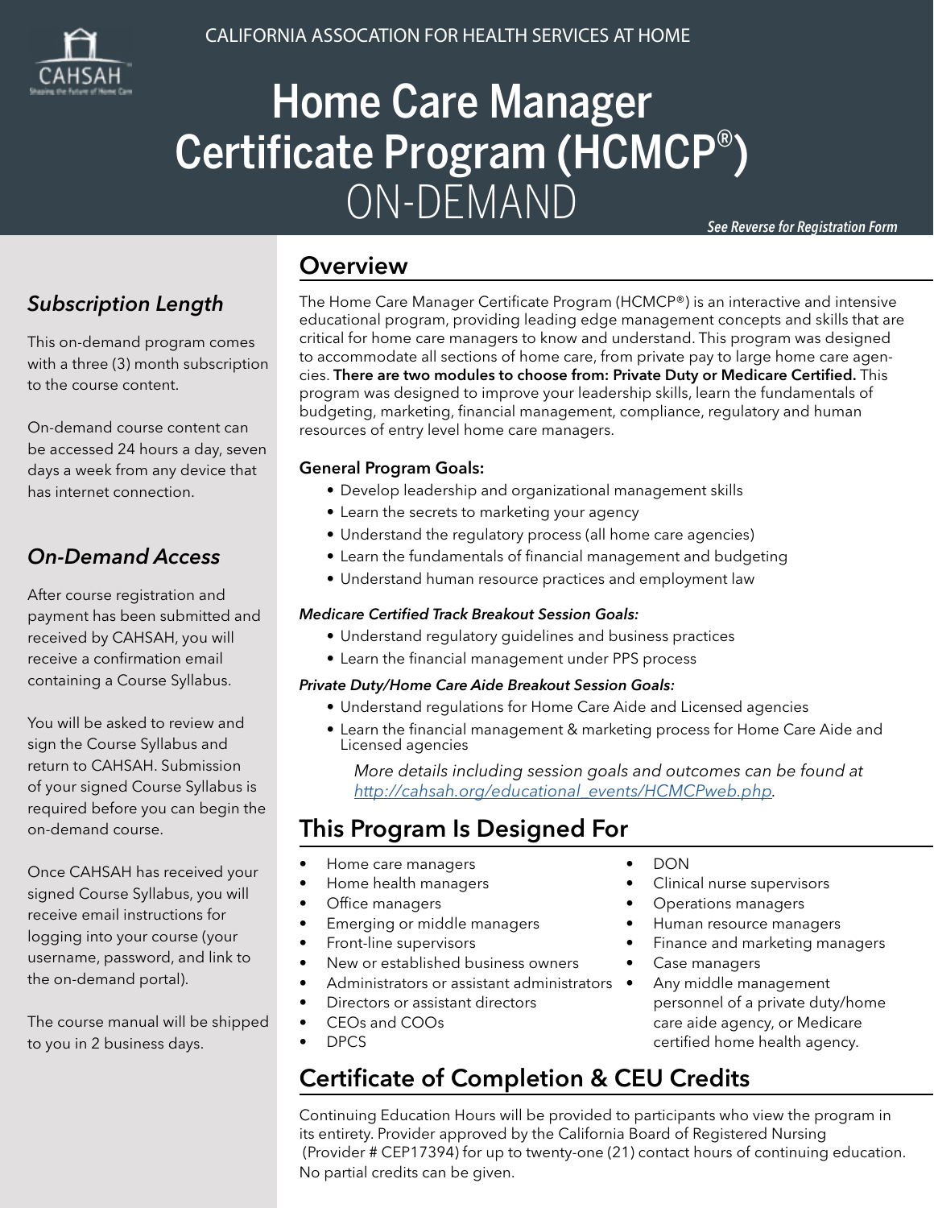CALIFORNIA ASSOCATION FOR HEALTH SERVICES AT HOME

# Home Care Manager Certificate Program (HCMCP®) ON-DEMAND

*See Reverse for Registration Form*

### *Subscription Length*

This on-demand program comes with a three (3) month subscription to the course content.

On-demand course content can be accessed 24 hours a day, seven days a week from any device that has internet connection.

### *On-Demand Access*

After course registration and payment has been submitted and received by CAHSAH, you will receive a confirmation email containing a Course Syllabus.

You will be asked to review and sign the Course Syllabus and return to CAHSAH. Submission of your signed Course Syllabus is required before you can begin the on-demand course.

Once CAHSAH has received your signed Course Syllabus, you will receive email instructions for logging into your course (your username, password, and link to the on-demand portal).

The course manual will be shipped to you in 2 business days.

## Overview

The Home Care Manager Certificate Program (HCMCP®) is an interactive and intensive educational program, providing leading edge management concepts and skills that are critical for home care managers to know and understand. This program was designed to accommodate all sections of home care, from private pay to large home care agencies. **There are two modules to choose from: Private Duty or Medicare Certified.** This program was designed to improve your leadership skills, learn the fundamentals of budgeting, marketing, financial management, compliance, regulatory and human resources of entry level home care managers.

**General Program Goals:**

- Develop leadership and organizational management skills
- Learn the secrets to marketing your agency
- Understand the regulatory process (all home care agencies)
- Learn the fundamentals of financial management and budgeting
- Understand human resource practices and employment law

***Medicare Certified Track Breakout Session Goals:***

- Understand regulatory guidelines and business practices
- Learn the financial management under PPS process

***Private Duty/Home Care Aide Breakout Session Goals:***

- Understand regulations for Home Care Aide and Licensed agencies
- Learn the financial management & marketing process for Home Care Aide and Licensed agencies

*More details including session goals and outcomes can be found at [http://cahsah.org/educational_events/HCMCPweb.php](http://cahsah.org/educational_events/HCMCPweb.php).*

## This Program Is Designed For

- Home care managers
- Home health managers
- Office managers
- Emerging or middle managers
- Front-line supervisors
- New or established business owners
- Administrators or assistant administrators
- Directors or assistant directors
- CEOs and COOs
- DPCS
- DON
- Clinical nurse supervisors
- Operations managers
- Human resource managers
- Finance and marketing managers
- Case managers
- Any middle management personnel of a private duty/home care aide agency, or Medicare certified home health agency.

## Certificate of Completion & CEU Credits

Continuing Education Hours will be provided to participants who view the program in its entirety. Provider approved by the California Board of Registered Nursing (Provider # CEP17394) for up to twenty-one (21) contact hours of continuing education. No partial credits can be given.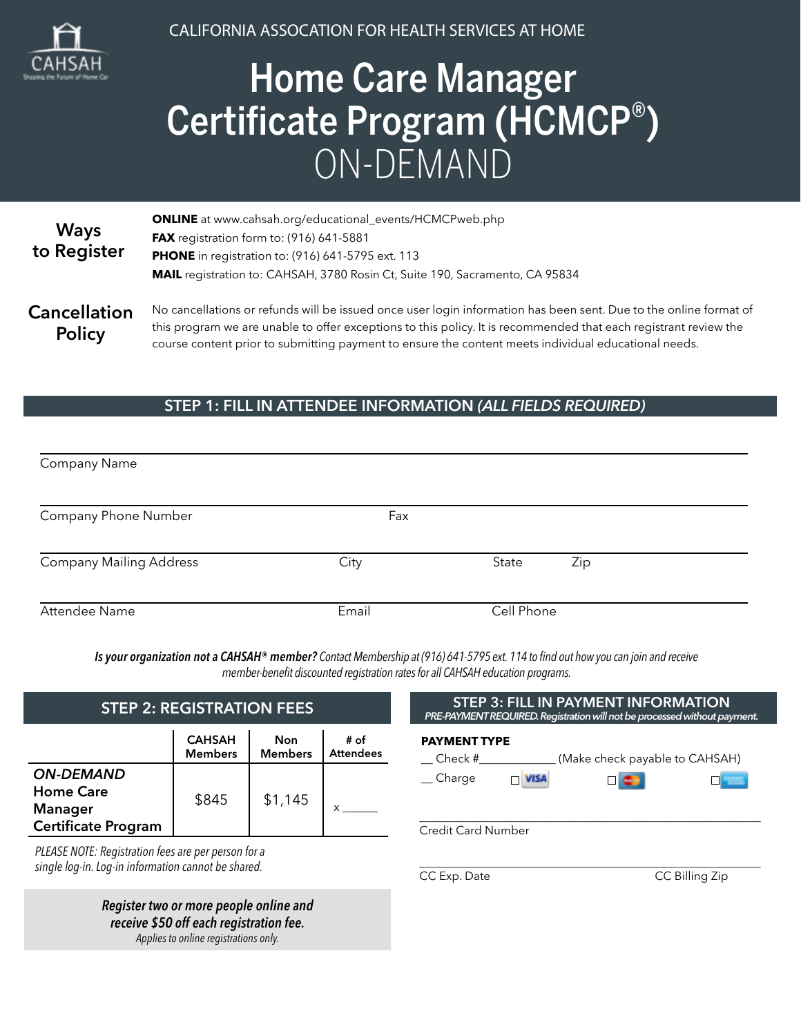CALIFORNIA ASSOCIATION FOR HEALTH SERVICES AT HOME

# Home Care Manager Certificate Program (HCMCP®) ON-DEMAND

## Ways to Register

**ONLINE** at www.cahsah.org/educational_events/HCMCPweb.php
**FAX** registration form to: (916) 641-5881
**PHONE** in registration to: (916) 641-5795 ext. 113
**MAIL** registration to: CAHSAH, 3780 Rosin Ct, Suite 190, Sacramento, CA 95834

## Cancellation Policy

No cancellations or refunds will be issued once user login information has been sent. Due to the online format of this program we are unable to offer exceptions to this policy. It is recommended that each registrant review the course content prior to submitting payment to ensure the content meets individual educational needs.

## STEP 1: FILL IN ATTENDEE INFORMATION *(ALL FIELDS REQUIRED)*

Company Name

Company Phone Number | Fax

Company Mailing Address | City | State | Zip

Attendee Name | Email | Cell Phone

***Is your organization not a CAHSAH® member?*** *Contact Membership at (916) 641-5795 ext. 114 to find out how you can join and receive member-benefit discounted registration rates for all CAHSAH education programs.*

## STEP 2: REGISTRATION FEES

| | CAHSAH Members | Non Members | # of Attendees |
|---|---|---|---|
| ***ON-DEMAND*** **Home Care Manager Certificate Program** | $845 | $1,145 | x ______ |

*PLEASE NOTE: Registration fees are per person for a single log-in. Log-in information cannot be shared.*

***Register two or more people online and receive $50 off each registration fee.***
*Applies to online registrations only.*

## STEP 3: FILL IN PAYMENT INFORMATION

*PRE-PAYMENT REQUIRED. Registration will not be processed without payment.*

**PAYMENT TYPE**

__ Check #____________ (Make check payable to CAHSAH)

__ Charge ☐ VISA ☐ MasterCard ☐ American Express

Credit Card Number

CC Exp. Date | CC Billing Zip